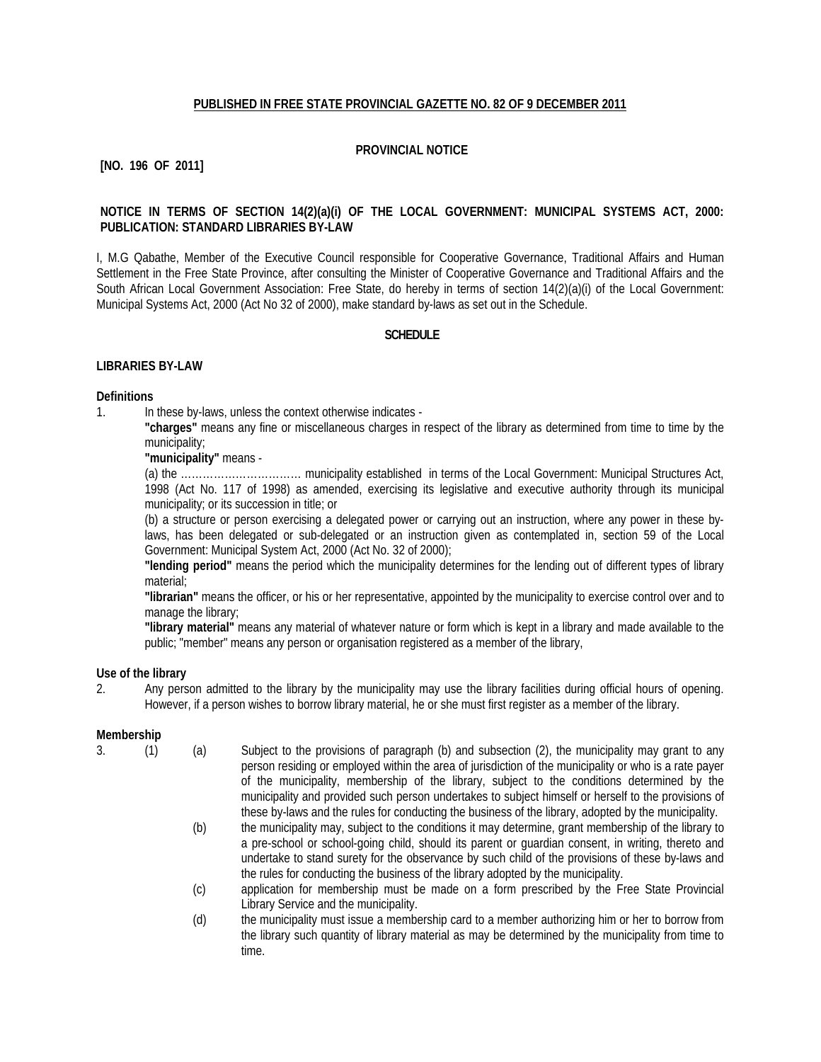**PUBLISHED IN FREE STATE PROVINCIAL GAZETTE NO. 82 OF 9 DECEMBER 2011**

**PROVINCIAL NOTICE**

**[NO. 196 OF 2011]**

**NOTICE IN TERMS OF SECTION 14(2)(a)(i) OF THE LOCAL GOVERNMENT: MUNICIPAL SYSTEMS ACT, 2000: PUBLICATION: STANDARD LIBRARIES BY-LAW**

I, M.G Qabathe, Member of the Executive Council responsible for Cooperative Governance, Traditional Affairs and Human Settlement in the Free State Province, after consulting the Minister of Cooperative Governance and Traditional Affairs and the South African Local Government Association: Free State, do hereby in terms of section 14(2)(a)(i) of the Local Government: Municipal Systems Act, 2000 (Act No 32 of 2000), make standard by-laws as set out in the Schedule.

**SCHEDULE**

**LIBRARIES BY-LAW**

**Definitions**

1. In these by-laws, unless the context otherwise indicates -

 **"charges"** means any fine or miscellaneous charges in respect of the library as determined from time to time by the municipality;

 **"municipality"** means -

 (a) the …………………………… municipality established in terms of the Local Government: Municipal Structures Act, 1998 (Act No. 117 of 1998) as amended, exercising its legislative and executive authority through its municipal municipality; or its succession in title; or

 (b) a structure or person exercising a delegated power or carrying out an instruction, where any power in these by-laws, has been delegated or sub-delegated or an instruction given as contemplated in, section 59 of the Local Government: Municipal System Act, 2000 (Act No. 32 of 2000);

 **"lending period"** means the period which the municipality determines for the lending out of different types of library material;

 **"librarian"** means the officer, or his or her representative, appointed by the municipality to exercise control over and to manage the library;

 **"library material"** means any material of whatever nature or form which is kept in a library and made available to the public; "member" means any person or organisation registered as a member of the library,

**Use of the library**

2. Any person admitted to the library by the municipality may use the library facilities during official hours of opening. However, if a person wishes to borrow library material, he or she must first register as a member of the library.

**Membership**

3. (1) (a) Subject to the provisions of paragraph (b) and subsection (2), the municipality may grant to any person residing or employed within the area of jurisdiction of the municipality or who is a rate payer of the municipality, membership of the library, subject to the conditions determined by the municipality and provided such person undertakes to subject himself or herself to the provisions of these by-laws and the rules for conducting the business of the library, adopted by the municipality.

 (b) the municipality may, subject to the conditions it may determine, grant membership of the library to a pre-school or school-going child, should its parent or guardian consent, in writing, thereto and undertake to stand surety for the observance by such child of the provisions of these by-laws and the rules for conducting the business of the library adopted by the municipality.

 (c) application for membership must be made on a form prescribed by the Free State Provincial Library Service and the municipality.

 (d) the municipality must issue a membership card to a member authorizing him or her to borrow from the library such quantity of library material as may be determined by the municipality from time to time.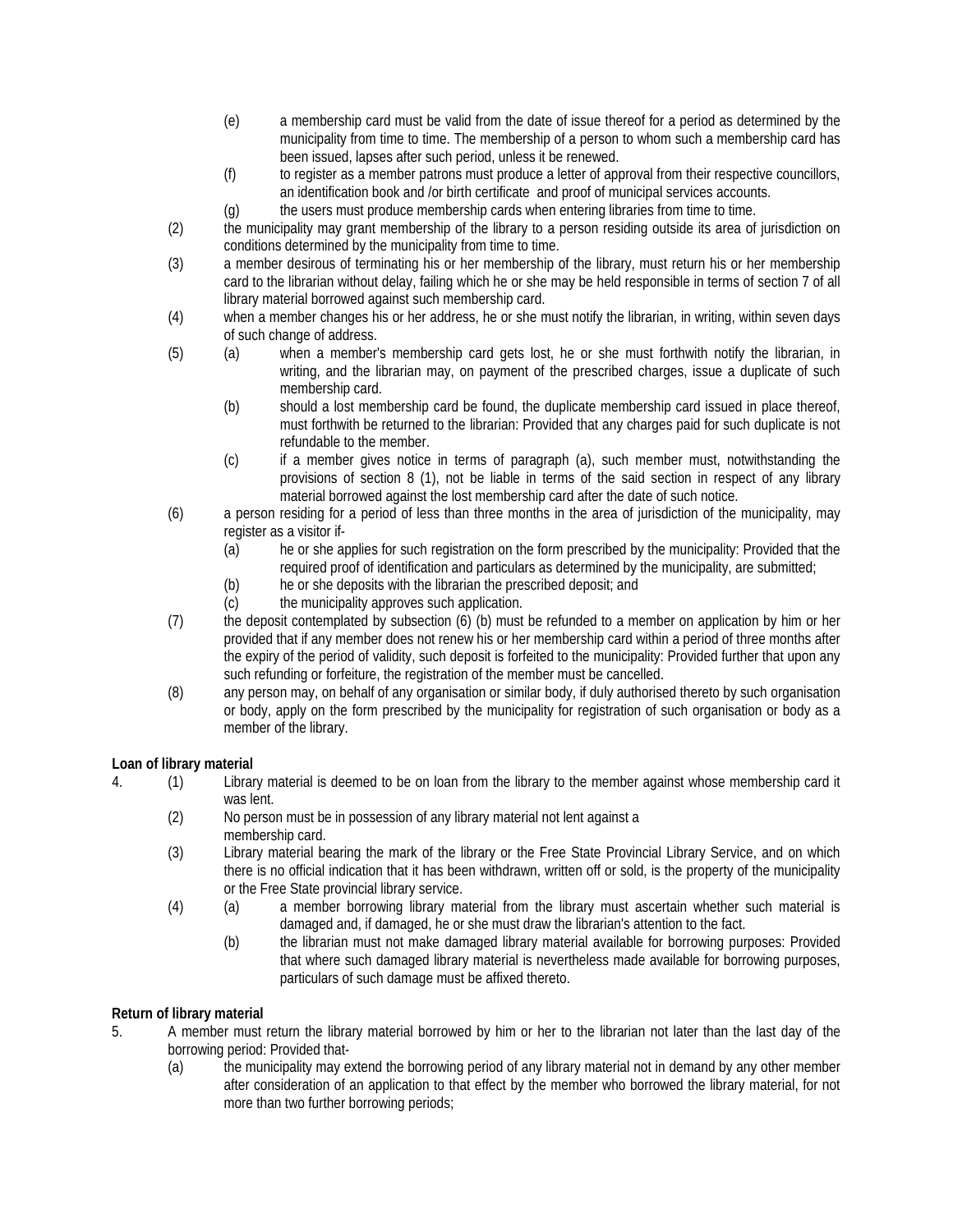(e) a membership card must be valid from the date of issue thereof for a period as determined by the municipality from time to time. The membership of a person to whom such a membership card has been issued, lapses after such period, unless it be renewed.

(f) to register as a member patrons must produce a letter of approval from their respective councillors, an identification book and /or birth certificate and proof of municipal services accounts.

(g) the users must produce membership cards when entering libraries from time to time.

(2) the municipality may grant membership of the library to a person residing outside its area of jurisdiction on conditions determined by the municipality from time to time.

(3) a member desirous of terminating his or her membership of the library, must return his or her membership card to the librarian without delay, failing which he or she may be held responsible in terms of section 7 of all library material borrowed against such membership card.

(4) when a member changes his or her address, he or she must notify the librarian, in writing, within seven days of such change of address.

(5) (a) when a member's membership card gets lost, he or she must forthwith notify the librarian, in writing, and the librarian may, on payment of the prescribed charges, issue a duplicate of such membership card.

(b) should a lost membership card be found, the duplicate membership card issued in place thereof, must forthwith be returned to the librarian: Provided that any charges paid for such duplicate is not refundable to the member.

(c) if a member gives notice in terms of paragraph (a), such member must, notwithstanding the provisions of section 8 (1), not be liable in terms of the said section in respect of any library material borrowed against the lost membership card after the date of such notice.

(6) a person residing for a period of less than three months in the area of jurisdiction of the municipality, may register as a visitor if-

(a) he or she applies for such registration on the form prescribed by the municipality: Provided that the required proof of identification and particulars as determined by the municipality, are submitted;

(b) he or she deposits with the librarian the prescribed deposit; and

(c) the municipality approves such application.

(7) the deposit contemplated by subsection (6) (b) must be refunded to a member on application by him or her provided that if any member does not renew his or her membership card within a period of three months after the expiry of the period of validity, such deposit is forfeited to the municipality: Provided further that upon any such refunding or forfeiture, the registration of the member must be cancelled.

(8) any person may, on behalf of any organisation or similar body, if duly authorised thereto by such organisation or body, apply on the form prescribed by the municipality for registration of such organisation or body as a member of the library.

**Loan of library material**

4. (1) Library material is deemed to be on loan from the library to the member against whose membership card it was lent.

(2) No person must be in possession of any library material not lent against a membership card.

(3) Library material bearing the mark of the library or the Free State Provincial Library Service, and on which there is no official indication that it has been withdrawn, written off or sold, is the property of the municipality or the Free State provincial library service.

(4) (a) a member borrowing library material from the library must ascertain whether such material is damaged and, if damaged, he or she must draw the librarian's attention to the fact.

(b) the librarian must not make damaged library material available for borrowing purposes: Provided that where such damaged library material is nevertheless made available for borrowing purposes, particulars of such damage must be affixed thereto.

**Return of library material**

5. A member must return the library material borrowed by him or her to the librarian not later than the last day of the borrowing period: Provided that-

(a) the municipality may extend the borrowing period of any library material not in demand by any other member after consideration of an application to that effect by the member who borrowed the library material, for not more than two further borrowing periods;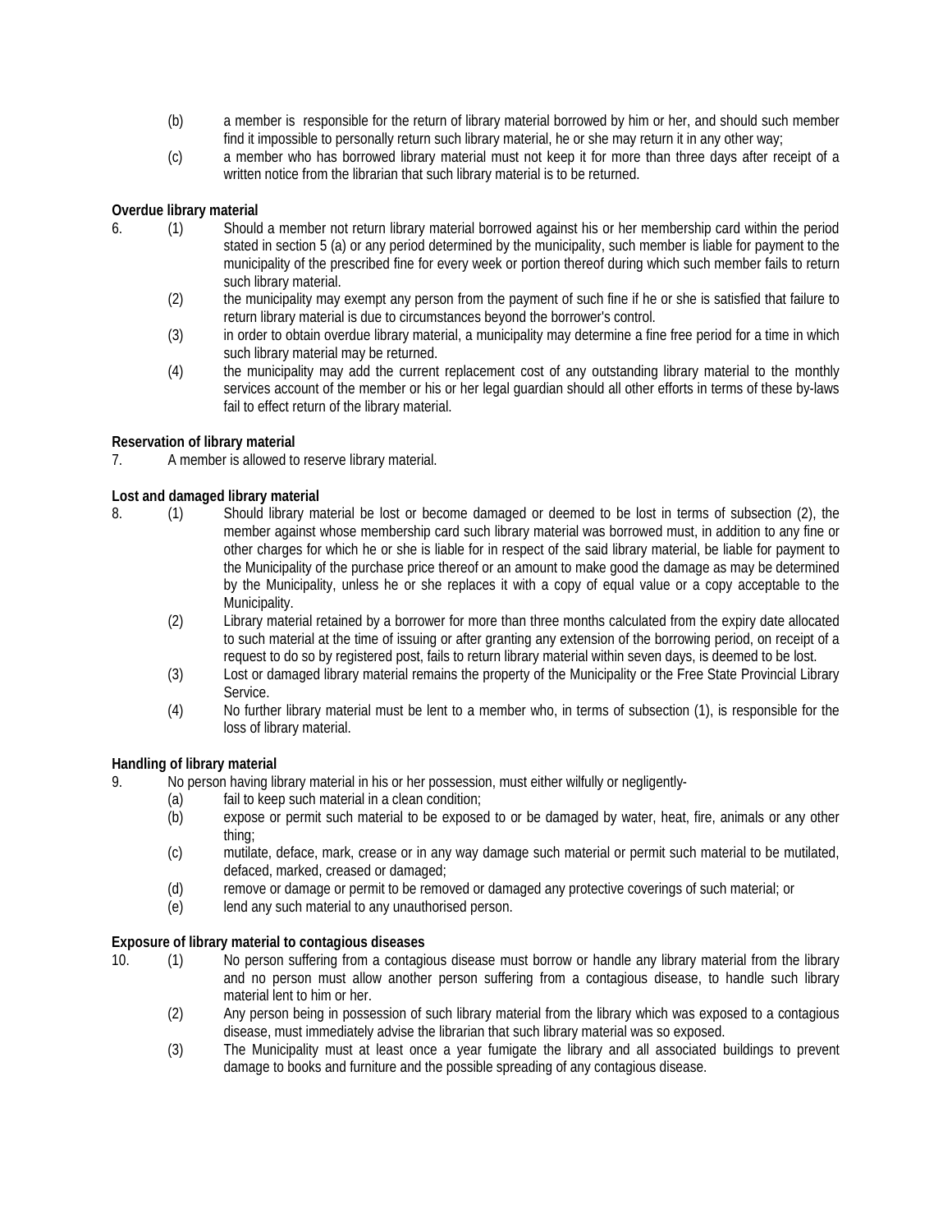(b) a member is responsible for the return of library material borrowed by him or her, and should such member find it impossible to personally return such library material, he or she may return it in any other way;

(c) a member who has borrowed library material must not keep it for more than three days after receipt of a written notice from the librarian that such library material is to be returned.

**Overdue library material**

6. (1) Should a member not return library material borrowed against his or her membership card within the period stated in section 5 (a) or any period determined by the municipality, such member is liable for payment to the municipality of the prescribed fine for every week or portion thereof during which such member fails to return such library material.

(2) the municipality may exempt any person from the payment of such fine if he or she is satisfied that failure to return library material is due to circumstances beyond the borrower's control.

(3) in order to obtain overdue library material, a municipality may determine a fine free period for a time in which such library material may be returned.

(4) the municipality may add the current replacement cost of any outstanding library material to the monthly services account of the member or his or her legal guardian should all other efforts in terms of these by-laws fail to effect return of the library material.

**Reservation of library material**

7. A member is allowed to reserve library material.

**Lost and damaged library material**

8. (1) Should library material be lost or become damaged or deemed to be lost in terms of subsection (2), the member against whose membership card such library material was borrowed must, in addition to any fine or other charges for which he or she is liable for in respect of the said library material, be liable for payment to the Municipality of the purchase price thereof or an amount to make good the damage as may be determined by the Municipality, unless he or she replaces it with a copy of equal value or a copy acceptable to the Municipality.

(2) Library material retained by a borrower for more than three months calculated from the expiry date allocated to such material at the time of issuing or after granting any extension of the borrowing period, on receipt of a request to do so by registered post, fails to return library material within seven days, is deemed to be lost.

(3) Lost or damaged library material remains the property of the Municipality or the Free State Provincial Library Service.

(4) No further library material must be lent to a member who, in terms of subsection (1), is responsible for the loss of library material.

**Handling of library material**

9. No person having library material in his or her possession, must either wilfully or negligently-

(a) fail to keep such material in a clean condition;

(b) expose or permit such material to be exposed to or be damaged by water, heat, fire, animals or any other thing;

(c) mutilate, deface, mark, crease or in any way damage such material or permit such material to be mutilated, defaced, marked, creased or damaged;

(d) remove or damage or permit to be removed or damaged any protective coverings of such material; or

(e) lend any such material to any unauthorised person.

**Exposure of library material to contagious diseases**

10. (1) No person suffering from a contagious disease must borrow or handle any library material from the library and no person must allow another person suffering from a contagious disease, to handle such library material lent to him or her.

(2) Any person being in possession of such library material from the library which was exposed to a contagious disease, must immediately advise the librarian that such library material was so exposed.

(3) The Municipality must at least once a year fumigate the library and all associated buildings to prevent damage to books and furniture and the possible spreading of any contagious disease.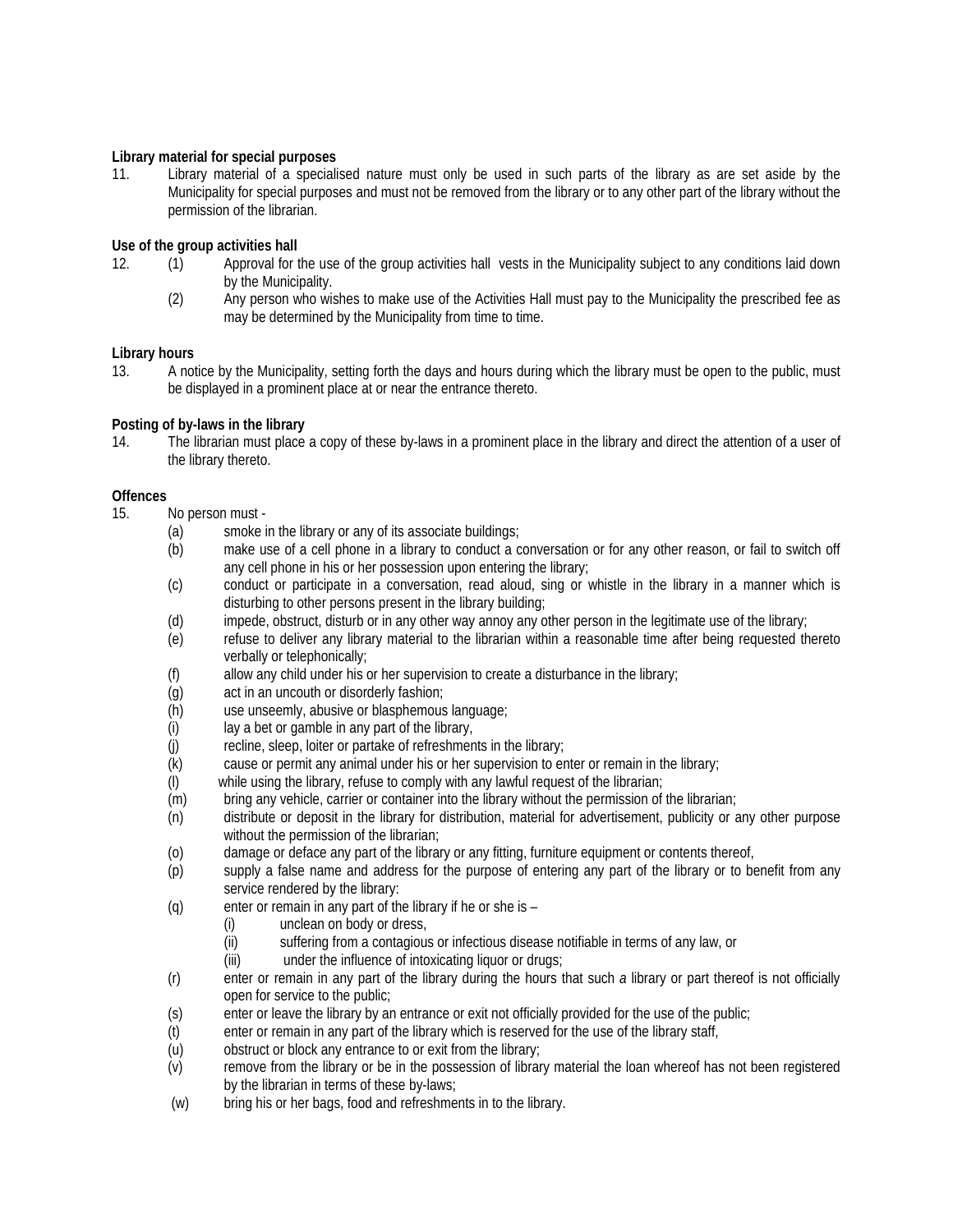**Library material for special purposes**

11. Library material of a specialised nature must only be used in such parts of the library as are set aside by the Municipality for special purposes and must not be removed from the library or to any other part of the library without the permission of the librarian.

**Use of the group activities hall**

12. (1) Approval for the use of the group activities hall vests in the Municipality subject to any conditions laid down by the Municipality.

    (2) Any person who wishes to make use of the Activities Hall must pay to the Municipality the prescribed fee as may be determined by the Municipality from time to time.

**Library hours**

13. A notice by the Municipality, setting forth the days and hours during which the library must be open to the public, must be displayed in a prominent place at or near the entrance thereto.

**Posting of by-laws in the library**

14. The librarian must place a copy of these by-laws in a prominent place in the library and direct the attention of a user of the library thereto.

**Offences**

15. No person must -

    (a) smoke in the library or any of its associate buildings;

    (b) make use of a cell phone in a library to conduct a conversation or for any other reason, or fail to switch off any cell phone in his or her possession upon entering the library;

    (c) conduct or participate in a conversation, read aloud, sing or whistle in the library in a manner which is disturbing to other persons present in the library building;

    (d) impede, obstruct, disturb or in any other way annoy any other person in the legitimate use of the library;

    (e) refuse to deliver any library material to the librarian within a reasonable time after being requested thereto verbally or telephonically;

    (f) allow any child under his or her supervision to create a disturbance in the library;

    (g) act in an uncouth or disorderly fashion;

    (h) use unseemly, abusive or blasphemous language;

    (i) lay a bet or gamble in any part of the library,

    (j) recline, sleep, loiter or partake of refreshments in the library;

    (k) cause or permit any animal under his or her supervision to enter or remain in the library;

    (l) while using the library, refuse to comply with any lawful request of the librarian;

    (m) bring any vehicle, carrier or container into the library without the permission of the librarian;

    (n) distribute or deposit in the library for distribution, material for advertisement, publicity or any other purpose without the permission of the librarian;

    (o) damage or deface any part of the library or any fitting, furniture equipment or contents thereof,

    (p) supply a false name and address for the purpose of entering any part of the library or to benefit from any service rendered by the library:

    (q) enter or remain in any part of the library if he or she is –

        (i) unclean on body or dress,

        (ii) suffering from a contagious or infectious disease notifiable in terms of any law, or

        (iii) under the influence of intoxicating liquor or drugs;

    (r) enter or remain in any part of the library during the hours that such *a* library or part thereof is not officially open for service to the public;

    (s) enter or leave the library by an entrance or exit not officially provided for the use of the public;

    (t) enter or remain in any part of the library which is reserved for the use of the library staff,

    (u) obstruct or block any entrance to or exit from the library;

    (v) remove from the library or be in the possession of library material the loan whereof has not been registered by the librarian in terms of these by-laws;

    (w) bring his or her bags, food and refreshments in to the library.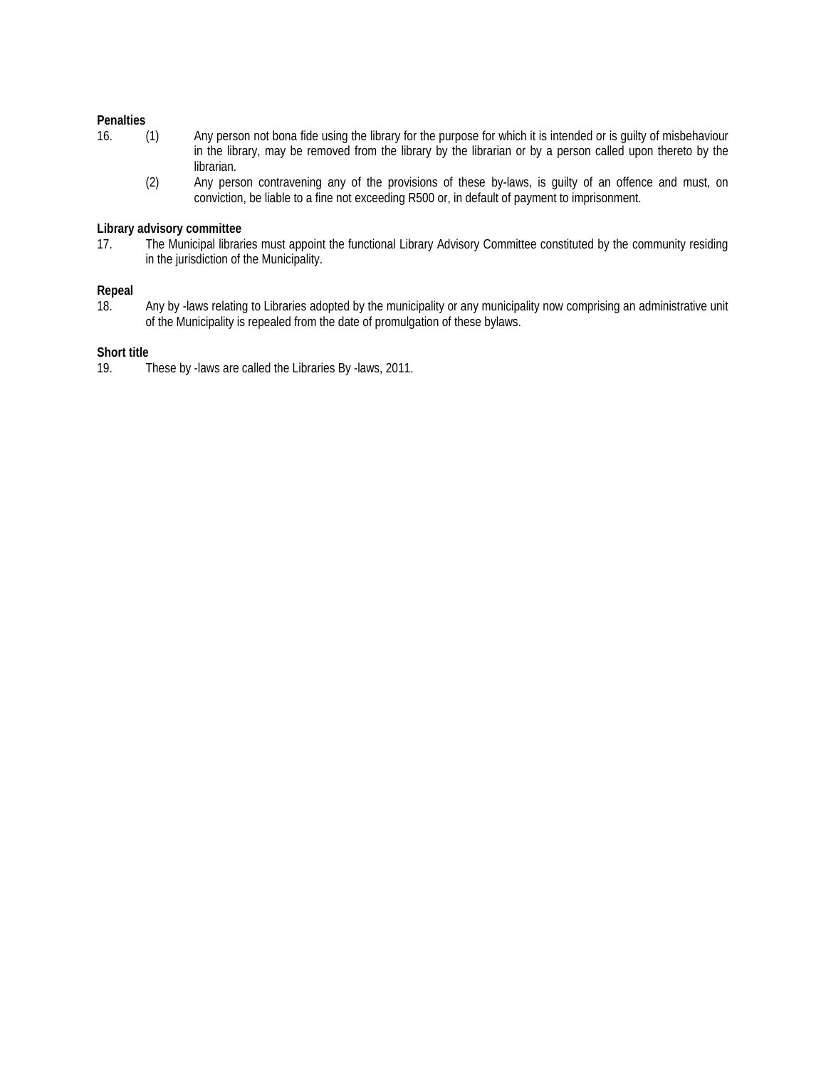**Penalties**

16. (1) Any person not bona fide using the library for the purpose for which it is intended or is guilty of misbehaviour in the library, may be removed from the library by the librarian or by a person called upon thereto by the librarian.

    (2) Any person contravening any of the provisions of these by-laws, is guilty of an offence and must, on conviction, be liable to a fine not exceeding R500 or, in default of payment to imprisonment.

**Library advisory committee**

17. The Municipal libraries must appoint the functional Library Advisory Committee constituted by the community residing in the jurisdiction of the Municipality.

**Repeal**

18. Any by -laws relating to Libraries adopted by the municipality or any municipality now comprising an administrative unit of the Municipality is repealed from the date of promulgation of these bylaws.

**Short title**

19. These by -laws are called the Libraries By -laws, 2011.